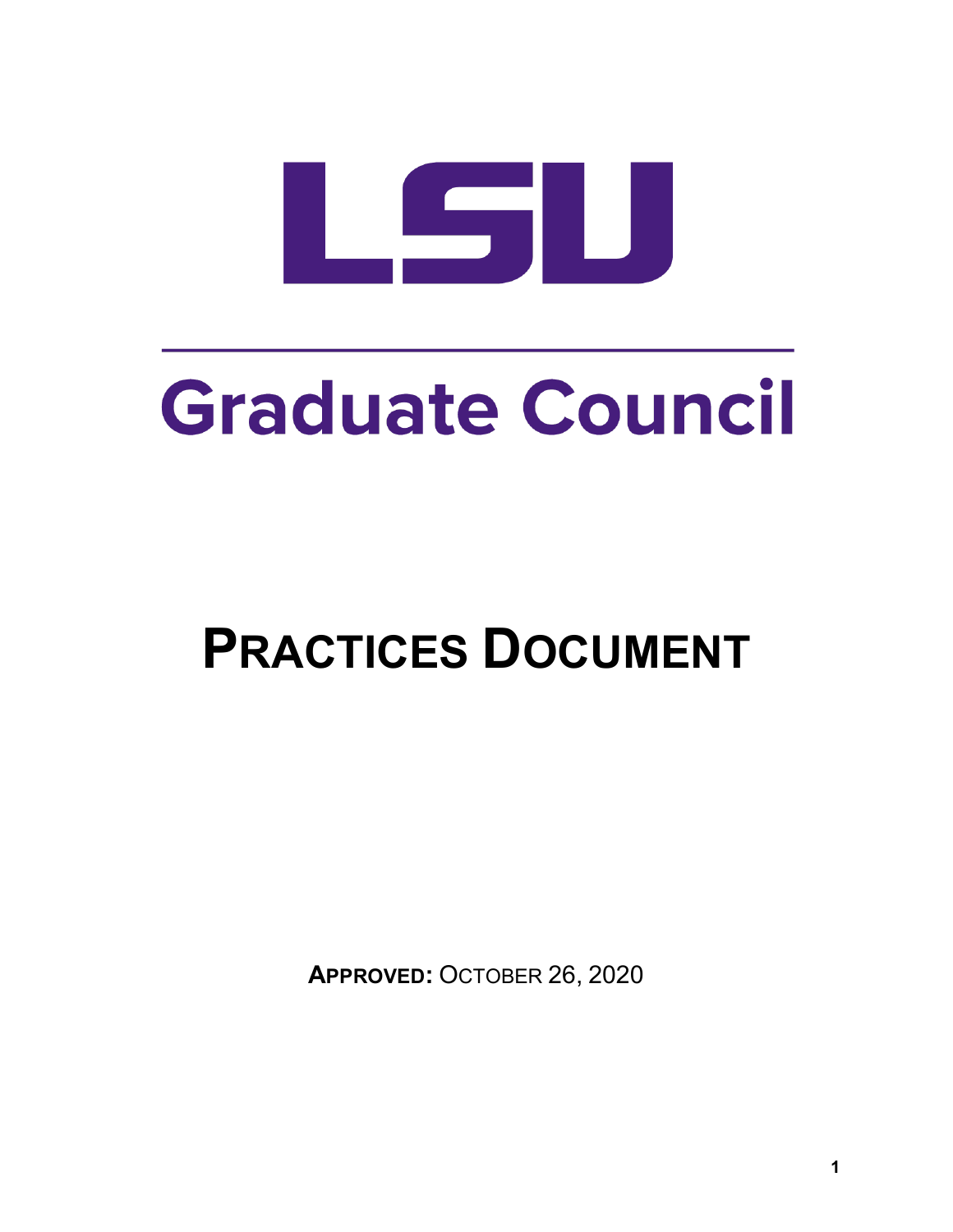# LSU

# Graduate Council

# PRACTICES DOCUMENT

**APPROVED:** OCTOBER 26, 2020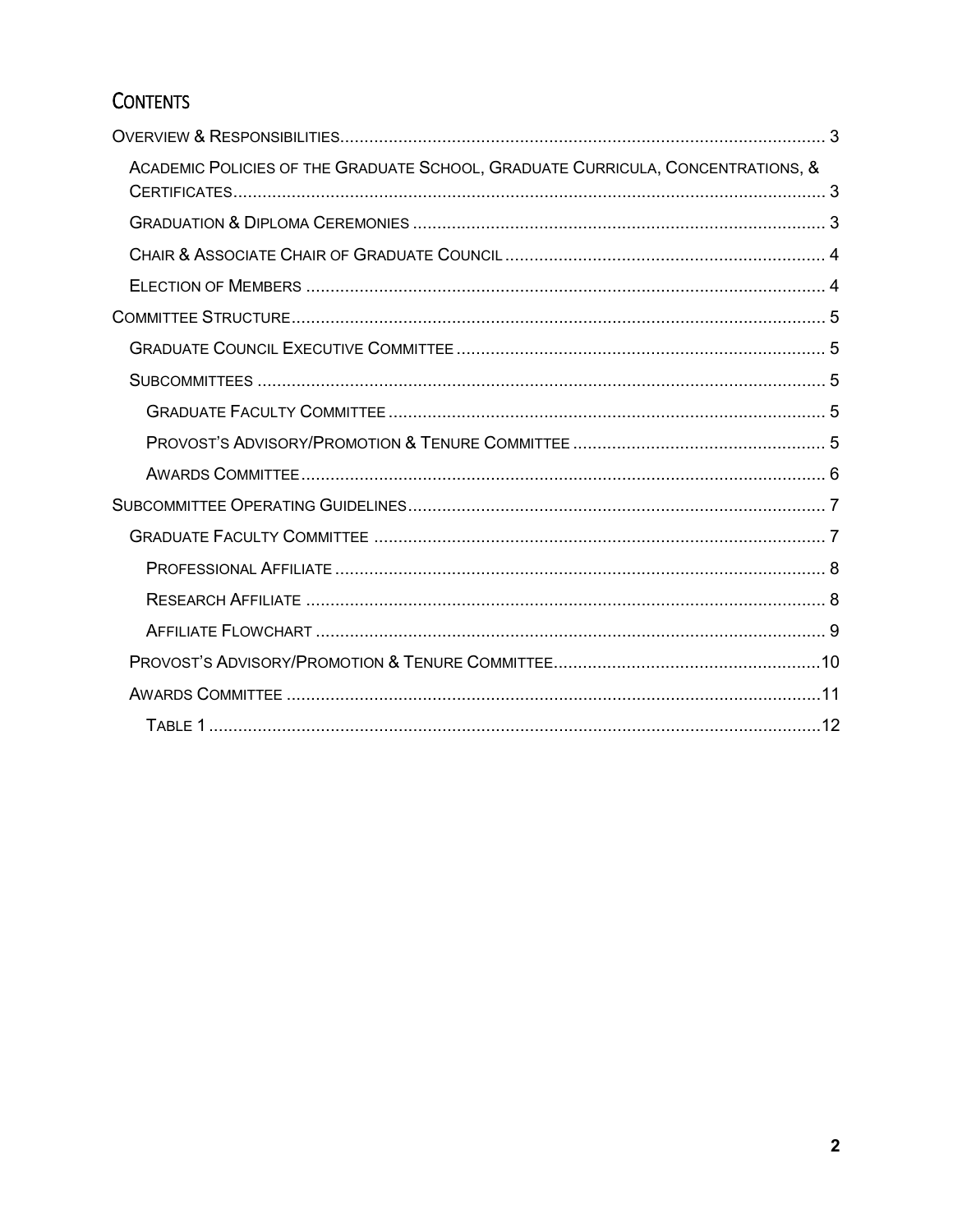# Contents

- Overview & Responsibilities ... 3
  - Academic Policies of the Graduate School, Graduate Curricula, Concentrations, & Certificates ... 3
  - Graduation & Diploma Ceremonies ... 3
  - Chair & Associate Chair of Graduate Council ... 4
  - Election of Members ... 4
- Committee Structure ... 5
  - Graduate Council Executive Committee ... 5
  - Subcommittees ... 5
    - Graduate Faculty Committee ... 5
    - Provost's Advisory/Promotion & Tenure Committee ... 5
    - Awards Committee ... 6
- Subcommittee Operating Guidelines ... 7
  - Graduate Faculty Committee ... 7
    - Professional Affiliate ... 8
    - Research Affiliate ... 8
    - Affiliate Flowchart ... 9
  - Provost's Advisory/Promotion & Tenure Committee ... 10
  - Awards Committee ... 11
    - Table 1 ... 12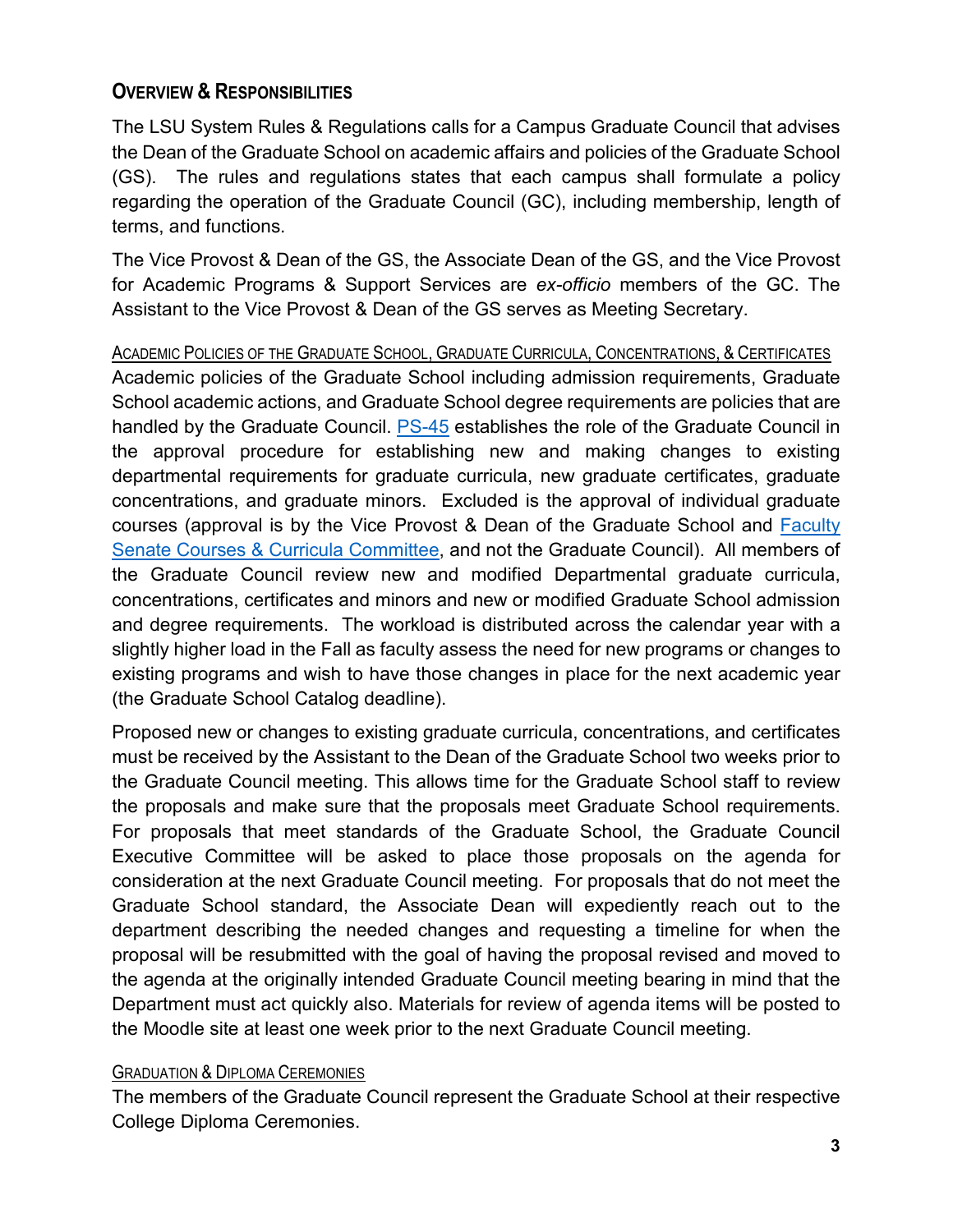## Overview & Responsibilities

The LSU System Rules & Regulations calls for a Campus Graduate Council that advises the Dean of the Graduate School on academic affairs and policies of the Graduate School (GS). The rules and regulations states that each campus shall formulate a policy regarding the operation of the Graduate Council (GC), including membership, length of terms, and functions.

The Vice Provost & Dean of the GS, the Associate Dean of the GS, and the Vice Provost for Academic Programs & Support Services are *ex-officio* members of the GC. The Assistant to the Vice Provost & Dean of the GS serves as Meeting Secretary.

### Academic Policies of the Graduate School, Graduate Curricula, Concentrations, & Certificates

Academic policies of the Graduate School including admission requirements, Graduate School academic actions, and Graduate School degree requirements are policies that are handled by the Graduate Council. PS-45 establishes the role of the Graduate Council in the approval procedure for establishing new and making changes to existing departmental requirements for graduate curricula, new graduate certificates, graduate concentrations, and graduate minors. Excluded is the approval of individual graduate courses (approval is by the Vice Provost & Dean of the Graduate School and Faculty Senate Courses & Curricula Committee, and not the Graduate Council). All members of the Graduate Council review new and modified Departmental graduate curricula, concentrations, certificates and minors and new or modified Graduate School admission and degree requirements. The workload is distributed across the calendar year with a slightly higher load in the Fall as faculty assess the need for new programs or changes to existing programs and wish to have those changes in place for the next academic year (the Graduate School Catalog deadline).

Proposed new or changes to existing graduate curricula, concentrations, and certificates must be received by the Assistant to the Dean of the Graduate School two weeks prior to the Graduate Council meeting. This allows time for the Graduate School staff to review the proposals and make sure that the proposals meet Graduate School requirements. For proposals that meet standards of the Graduate School, the Graduate Council Executive Committee will be asked to place those proposals on the agenda for consideration at the next Graduate Council meeting. For proposals that do not meet the Graduate School standard, the Associate Dean will expediently reach out to the department describing the needed changes and requesting a timeline for when the proposal will be resubmitted with the goal of having the proposal revised and moved to the agenda at the originally intended Graduate Council meeting bearing in mind that the Department must act quickly also. Materials for review of agenda items will be posted to the Moodle site at least one week prior to the next Graduate Council meeting.

### Graduation & Diploma Ceremonies

The members of the Graduate Council represent the Graduate School at their respective College Diploma Ceremonies.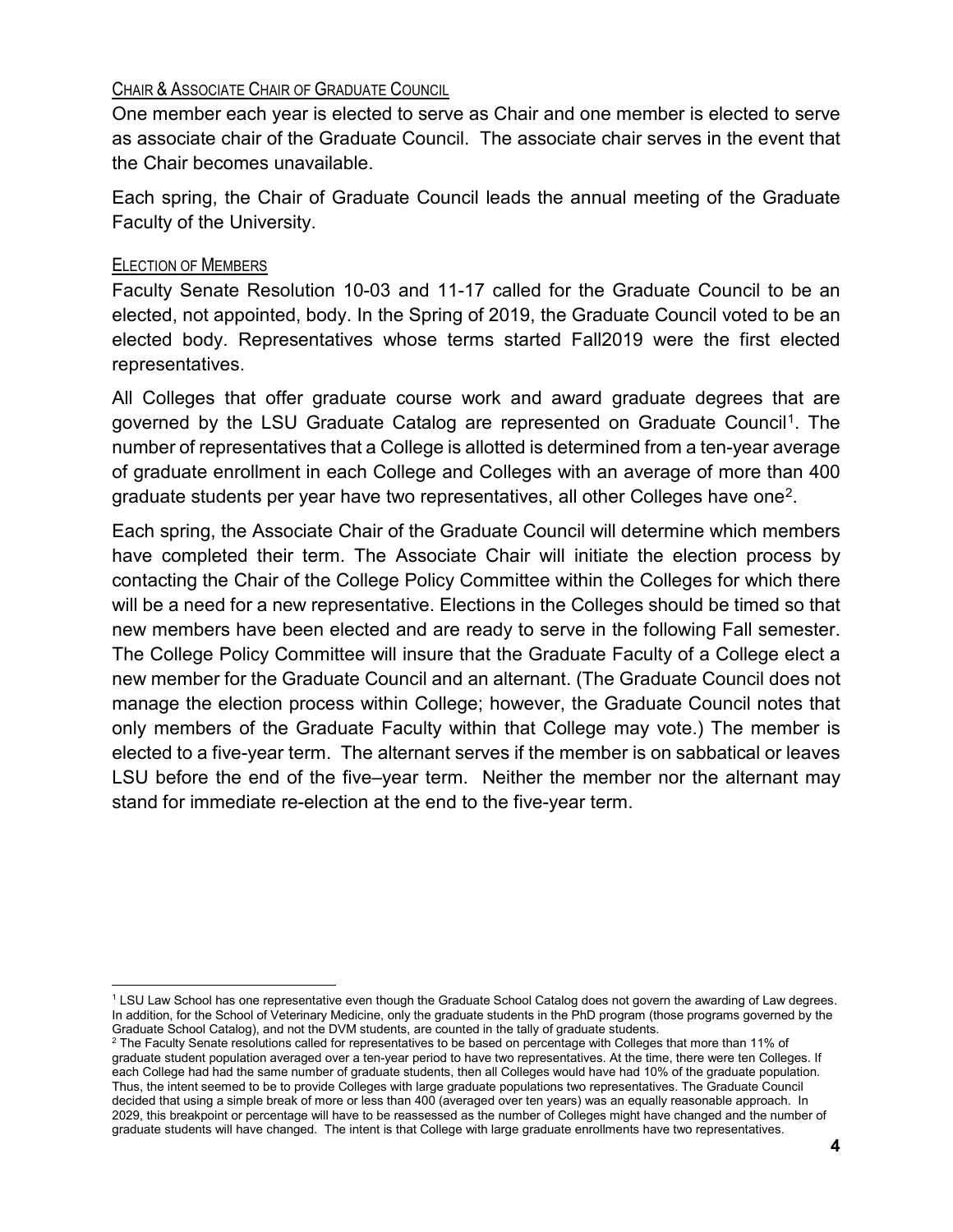### Chair & Associate Chair of Graduate Council

One member each year is elected to serve as Chair and one member is elected to serve as associate chair of the Graduate Council. The associate chair serves in the event that the Chair becomes unavailable.

Each spring, the Chair of Graduate Council leads the annual meeting of the Graduate Faculty of the University.

### Election of Members

Faculty Senate Resolution 10-03 and 11-17 called for the Graduate Council to be an elected, not appointed, body. In the Spring of 2019, the Graduate Council voted to be an elected body. Representatives whose terms started Fall2019 were the first elected representatives.

All Colleges that offer graduate course work and award graduate degrees that are governed by the LSU Graduate Catalog are represented on Graduate Council[1]. The number of representatives that a College is allotted is determined from a ten-year average of graduate enrollment in each College and Colleges with an average of more than 400 graduate students per year have two representatives, all other Colleges have one[2].

Each spring, the Associate Chair of the Graduate Council will determine which members have completed their term. The Associate Chair will initiate the election process by contacting the Chair of the College Policy Committee within the Colleges for which there will be a need for a new representative. Elections in the Colleges should be timed so that new members have been elected and are ready to serve in the following Fall semester. The College Policy Committee will insure that the Graduate Faculty of a College elect a new member for the Graduate Council and an alternant. (The Graduate Council does not manage the election process within College; however, the Graduate Council notes that only members of the Graduate Faculty within that College may vote.) The member is elected to a five-year term. The alternant serves if the member is on sabbatical or leaves LSU before the end of the five–year term. Neither the member nor the alternant may stand for immediate re-election at the end to the five-year term.

---

[1] LSU Law School has one representative even though the Graduate School Catalog does not govern the awarding of Law degrees. In addition, for the School of Veterinary Medicine, only the graduate students in the PhD program (those programs governed by the Graduate School Catalog), and not the DVM students, are counted in the tally of graduate students.

[2] The Faculty Senate resolutions called for representatives to be based on percentage with Colleges that more than 11% of graduate student population averaged over a ten-year period to have two representatives. At the time, there were ten Colleges. If each College had had the same number of graduate students, then all Colleges would have had 10% of the graduate population. Thus, the intent seemed to be to provide Colleges with large graduate populations two representatives. The Graduate Council decided that using a simple break of more or less than 400 (averaged over ten years) was an equally reasonable approach. In 2029, this breakpoint or percentage will have to be reassessed as the number of Colleges might have changed and the number of graduate students will have changed. The intent is that College with large graduate enrollments have two representatives.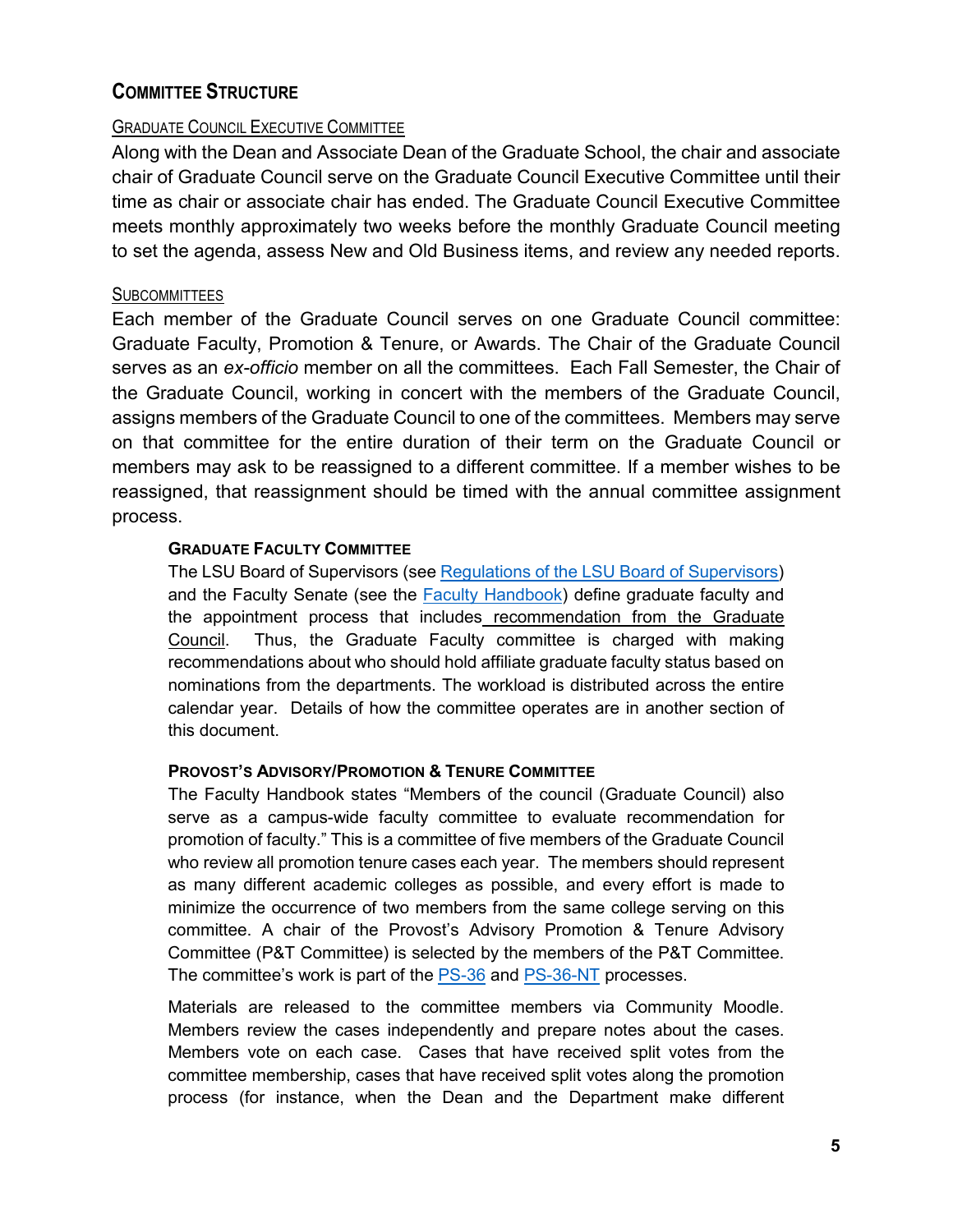## Committee Structure

### Graduate Council Executive Committee

Along with the Dean and Associate Dean of the Graduate School, the chair and associate chair of Graduate Council serve on the Graduate Council Executive Committee until their time as chair or associate chair has ended. The Graduate Council Executive Committee meets monthly approximately two weeks before the monthly Graduate Council meeting to set the agenda, assess New and Old Business items, and review any needed reports.

### Subcommittees

Each member of the Graduate Council serves on one Graduate Council committee: Graduate Faculty, Promotion & Tenure, or Awards. The Chair of the Graduate Council serves as an *ex-officio* member on all the committees. Each Fall Semester, the Chair of the Graduate Council, working in concert with the members of the Graduate Council, assigns members of the Graduate Council to one of the committees. Members may serve on that committee for the entire duration of their term on the Graduate Council or members may ask to be reassigned to a different committee. If a member wishes to be reassigned, that reassignment should be timed with the annual committee assignment process.

#### Graduate Faculty Committee

The LSU Board of Supervisors (see Regulations of the LSU Board of Supervisors) and the Faculty Senate (see the Faculty Handbook) define graduate faculty and the appointment process that includes recommendation from the Graduate Council. Thus, the Graduate Faculty committee is charged with making recommendations about who should hold affiliate graduate faculty status based on nominations from the departments. The workload is distributed across the entire calendar year. Details of how the committee operates are in another section of this document.

#### Provost's Advisory/Promotion & Tenure Committee

The Faculty Handbook states "Members of the council (Graduate Council) also serve as a campus-wide faculty committee to evaluate recommendation for promotion of faculty." This is a committee of five members of the Graduate Council who review all promotion tenure cases each year. The members should represent as many different academic colleges as possible, and every effort is made to minimize the occurrence of two members from the same college serving on this committee. A chair of the Provost's Advisory Promotion & Tenure Advisory Committee (P&T Committee) is selected by the members of the P&T Committee. The committee's work is part of the PS-36 and PS-36-NT processes.

Materials are released to the committee members via Community Moodle. Members review the cases independently and prepare notes about the cases. Members vote on each case. Cases that have received split votes from the committee membership, cases that have received split votes along the promotion process (for instance, when the Dean and the Department make different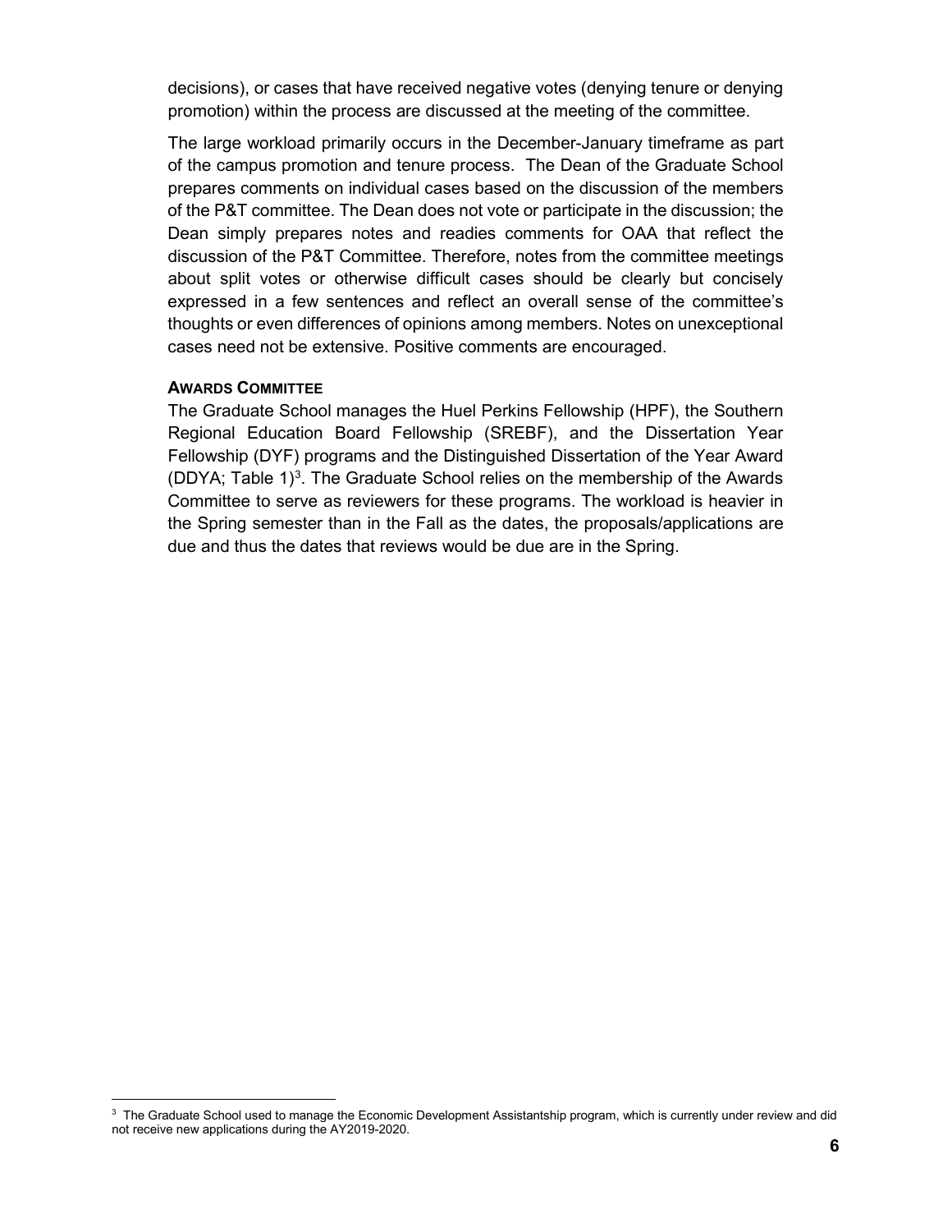decisions), or cases that have received negative votes (denying tenure or denying promotion) within the process are discussed at the meeting of the committee.

The large workload primarily occurs in the December-January timeframe as part of the campus promotion and tenure process. The Dean of the Graduate School prepares comments on individual cases based on the discussion of the members of the P&T committee. The Dean does not vote or participate in the discussion; the Dean simply prepares notes and readies comments for OAA that reflect the discussion of the P&T Committee. Therefore, notes from the committee meetings about split votes or otherwise difficult cases should be clearly but concisely expressed in a few sentences and reflect an overall sense of the committee's thoughts or even differences of opinions among members. Notes on unexceptional cases need not be extensive. Positive comments are encouraged.

**AWARDS COMMITTEE**

The Graduate School manages the Huel Perkins Fellowship (HPF), the Southern Regional Education Board Fellowship (SREBF), and the Dissertation Year Fellowship (DYF) programs and the Distinguished Dissertation of the Year Award (DDYA; Table 1)[3]. The Graduate School relies on the membership of the Awards Committee to serve as reviewers for these programs. The workload is heavier in the Spring semester than in the Fall as the dates, the proposals/applications are due and thus the dates that reviews would be due are in the Spring.

---

[3] The Graduate School used to manage the Economic Development Assistantship program, which is currently under review and did not receive new applications during the AY2019-2020.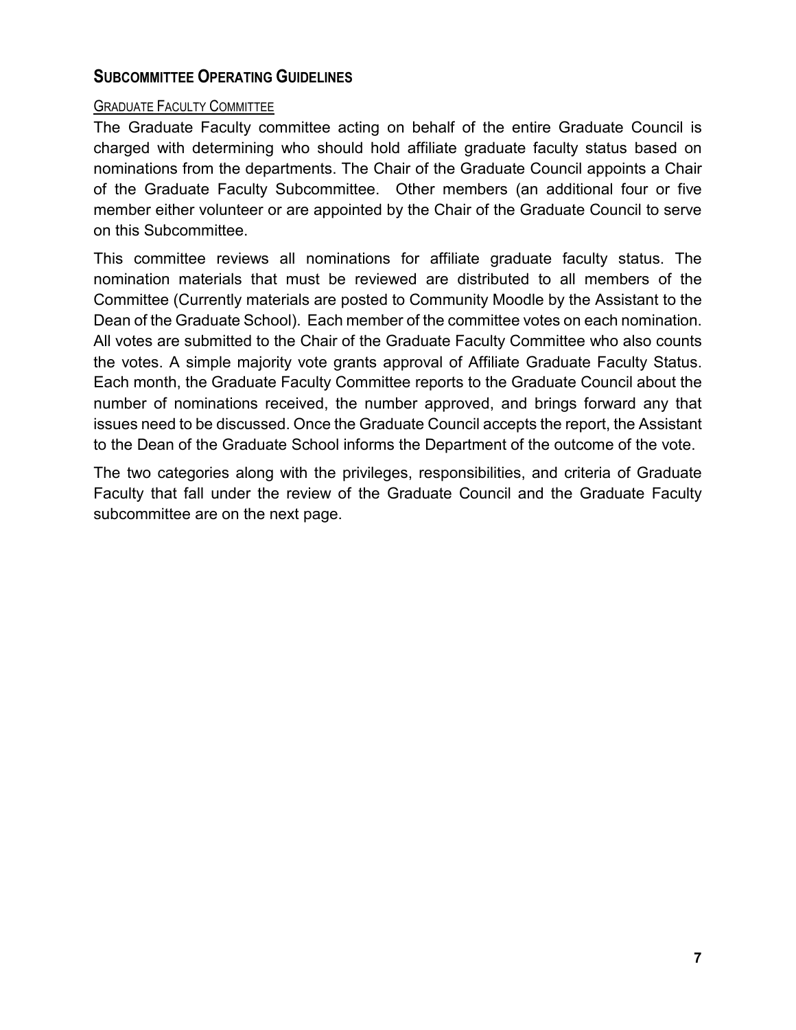## Subcommittee Operating Guidelines

### Graduate Faculty Committee

The Graduate Faculty committee acting on behalf of the entire Graduate Council is charged with determining who should hold affiliate graduate faculty status based on nominations from the departments. The Chair of the Graduate Council appoints a Chair of the Graduate Faculty Subcommittee. Other members (an additional four or five member either volunteer or are appointed by the Chair of the Graduate Council to serve on this Subcommittee.

This committee reviews all nominations for affiliate graduate faculty status. The nomination materials that must be reviewed are distributed to all members of the Committee (Currently materials are posted to Community Moodle by the Assistant to the Dean of the Graduate School). Each member of the committee votes on each nomination. All votes are submitted to the Chair of the Graduate Faculty Committee who also counts the votes. A simple majority vote grants approval of Affiliate Graduate Faculty Status. Each month, the Graduate Faculty Committee reports to the Graduate Council about the number of nominations received, the number approved, and brings forward any that issues need to be discussed. Once the Graduate Council accepts the report, the Assistant to the Dean of the Graduate School informs the Department of the outcome of the vote.

The two categories along with the privileges, responsibilities, and criteria of Graduate Faculty that fall under the review of the Graduate Council and the Graduate Faculty subcommittee are on the next page.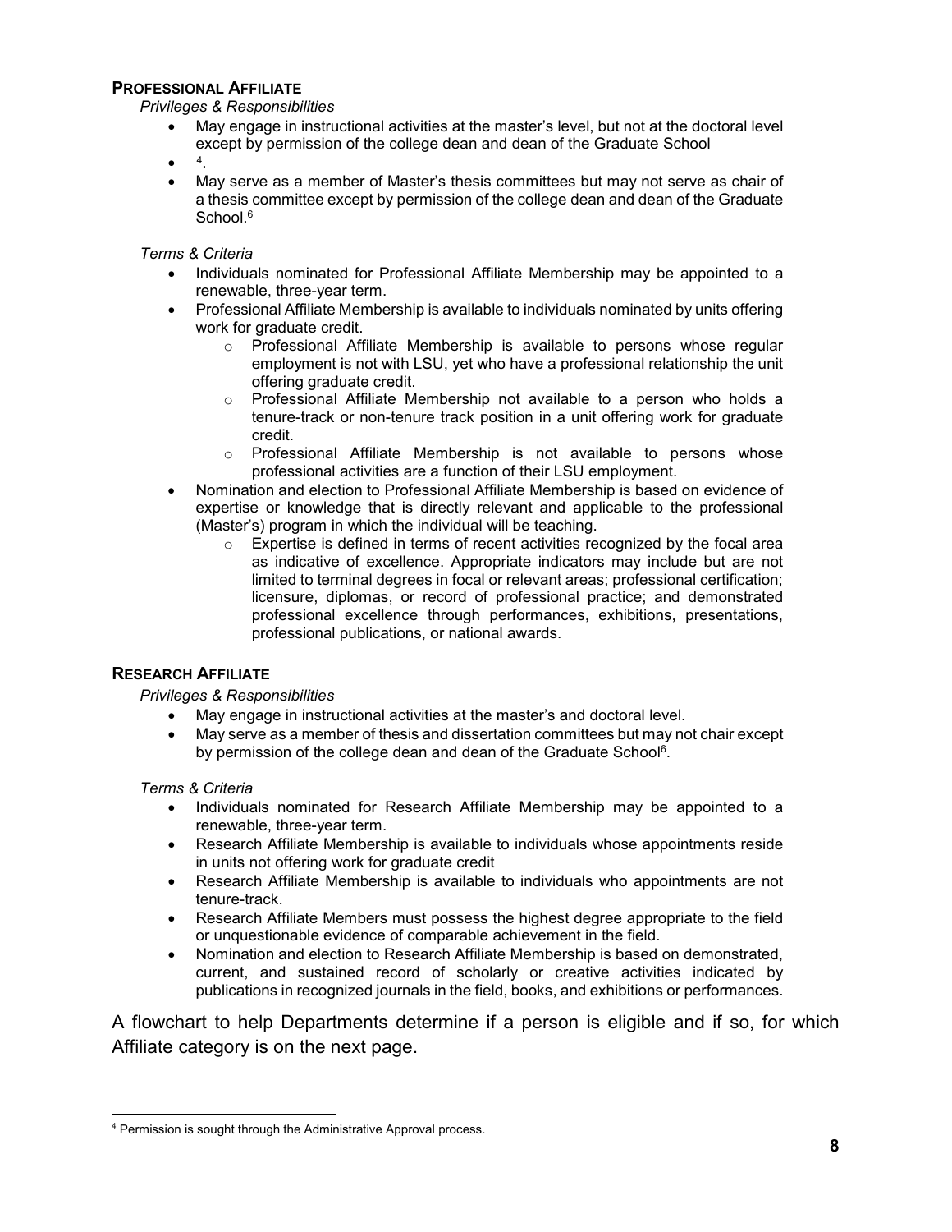### Professional Affiliate

*Privileges & Responsibilities*

- May engage in instructional activities at the master's level, but not at the doctoral level except by permission of the college dean and dean of the Graduate School
- [4].
- May serve as a member of Master's thesis committees but may not serve as chair of a thesis committee except by permission of the college dean and dean of the Graduate School.[6]

*Terms & Criteria*

- Individuals nominated for Professional Affiliate Membership may be appointed to a renewable, three-year term.
- Professional Affiliate Membership is available to individuals nominated by units offering work for graduate credit.
  - Professional Affiliate Membership is available to persons whose regular employment is not with LSU, yet who have a professional relationship the unit offering graduate credit.
  - Professional Affiliate Membership not available to a person who holds a tenure-track or non-tenure track position in a unit offering work for graduate credit.
  - Professional Affiliate Membership is not available to persons whose professional activities are a function of their LSU employment.
- Nomination and election to Professional Affiliate Membership is based on evidence of expertise or knowledge that is directly relevant and applicable to the professional (Master's) program in which the individual will be teaching.
  - Expertise is defined in terms of recent activities recognized by the focal area as indicative of excellence. Appropriate indicators may include but are not limited to terminal degrees in focal or relevant areas; professional certification; licensure, diplomas, or record of professional practice; and demonstrated professional excellence through performances, exhibitions, presentations, professional publications, or national awards.

### Research Affiliate

*Privileges & Responsibilities*

- May engage in instructional activities at the master's and doctoral level.
- May serve as a member of thesis and dissertation committees but may not chair except by permission of the college dean and dean of the Graduate School[6].

*Terms & Criteria*

- Individuals nominated for Research Affiliate Membership may be appointed to a renewable, three-year term.
- Research Affiliate Membership is available to individuals whose appointments reside in units not offering work for graduate credit
- Research Affiliate Membership is available to individuals who appointments are not tenure-track.
- Research Affiliate Members must possess the highest degree appropriate to the field or unquestionable evidence of comparable achievement in the field.
- Nomination and election to Research Affiliate Membership is based on demonstrated, current, and sustained record of scholarly or creative activities indicated by publications in recognized journals in the field, books, and exhibitions or performances.

A flowchart to help Departments determine if a person is eligible and if so, for which Affiliate category is on the next page.

---

[4] Permission is sought through the Administrative Approval process.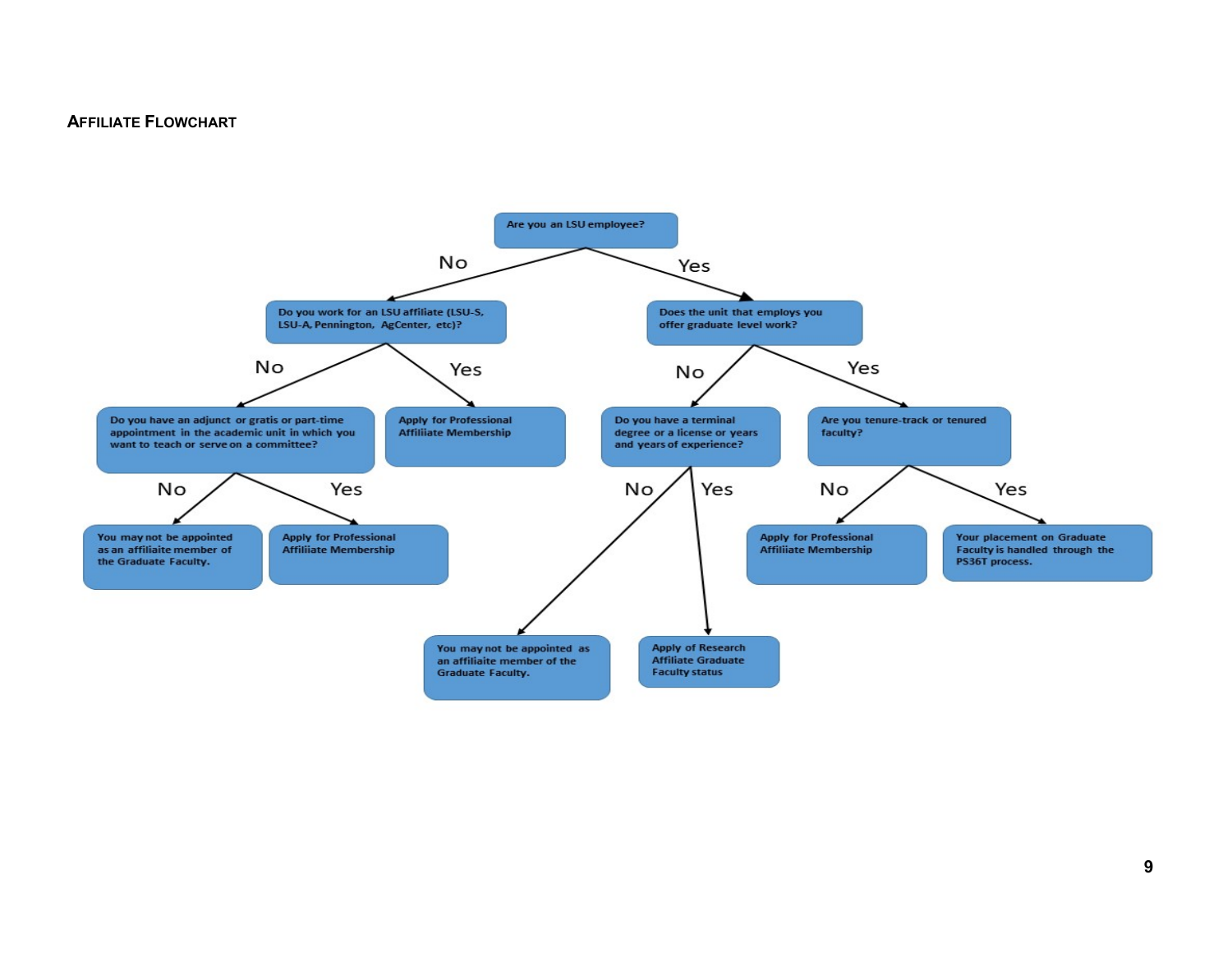# Affiliate Flowchart

- **Are you an LSU employee?**
  - **No** → **Do you work for an LSU affiliate (LSU-S, LSU-A, Pennington, AgCenter, etc)?**
    - **No** → **Do you have an adjunct or gratis or part-time appointment in the academic unit in which you want to teach or serve on a committee?**
      - **No** → You may not be appointed as an affiliaite member of the Graduate Faculty.
      - **Yes** → Apply for Professional Affiliiate Membership
    - **Yes** → Apply for Professional Affiliiate Membership
  - **Yes** → **Does the unit that employs you offer graduate level work?**
    - **No** → **Do you have a terminal degree or a license or years and years of experience?**
      - **No** → You may not be appointed as an affiliaite member of the Graduate Faculty.
      - **Yes** → Apply of Research Affiliate Graduate Faculty status
    - **Yes** → **Are you tenure-track or tenured faculty?**
      - **No** → Apply for Professional Affiliiate Membership
      - **Yes** → Your placement on Graduate Faculty is handled through the PS36T process.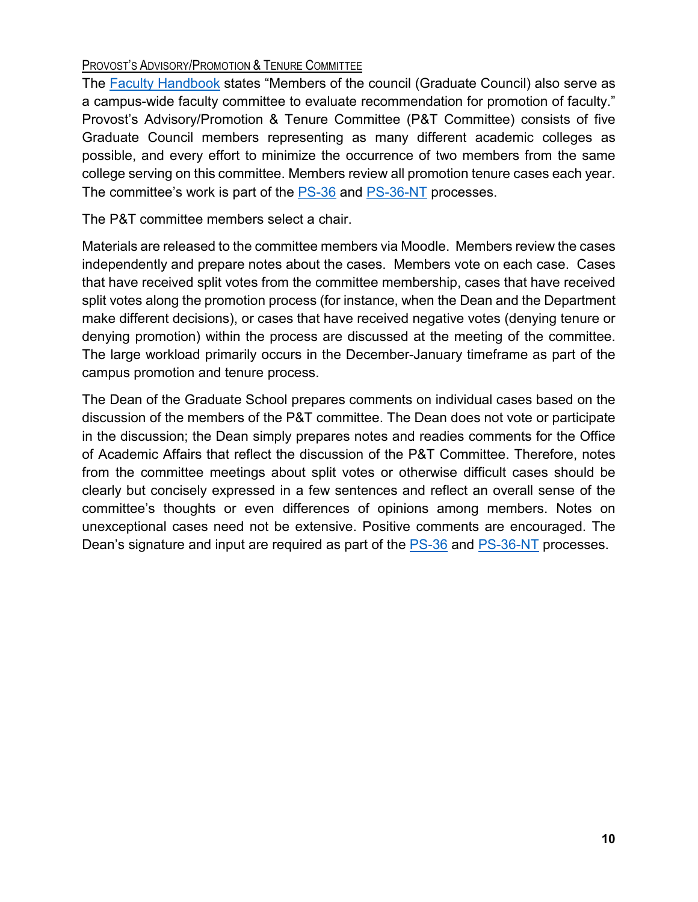### Provost's Advisory/Promotion & Tenure Committee

The Faculty Handbook states "Members of the council (Graduate Council) also serve as a campus-wide faculty committee to evaluate recommendation for promotion of faculty." Provost's Advisory/Promotion & Tenure Committee (P&T Committee) consists of five Graduate Council members representing as many different academic colleges as possible, and every effort to minimize the occurrence of two members from the same college serving on this committee. Members review all promotion tenure cases each year. The committee's work is part of the PS-36 and PS-36-NT processes.

The P&T committee members select a chair.

Materials are released to the committee members via Moodle. Members review the cases independently and prepare notes about the cases. Members vote on each case. Cases that have received split votes from the committee membership, cases that have received split votes along the promotion process (for instance, when the Dean and the Department make different decisions), or cases that have received negative votes (denying tenure or denying promotion) within the process are discussed at the meeting of the committee. The large workload primarily occurs in the December-January timeframe as part of the campus promotion and tenure process.

The Dean of the Graduate School prepares comments on individual cases based on the discussion of the members of the P&T committee. The Dean does not vote or participate in the discussion; the Dean simply prepares notes and readies comments for the Office of Academic Affairs that reflect the discussion of the P&T Committee. Therefore, notes from the committee meetings about split votes or otherwise difficult cases should be clearly but concisely expressed in a few sentences and reflect an overall sense of the committee's thoughts or even differences of opinions among members. Notes on unexceptional cases need not be extensive. Positive comments are encouraged. The Dean's signature and input are required as part of the PS-36 and PS-36-NT processes.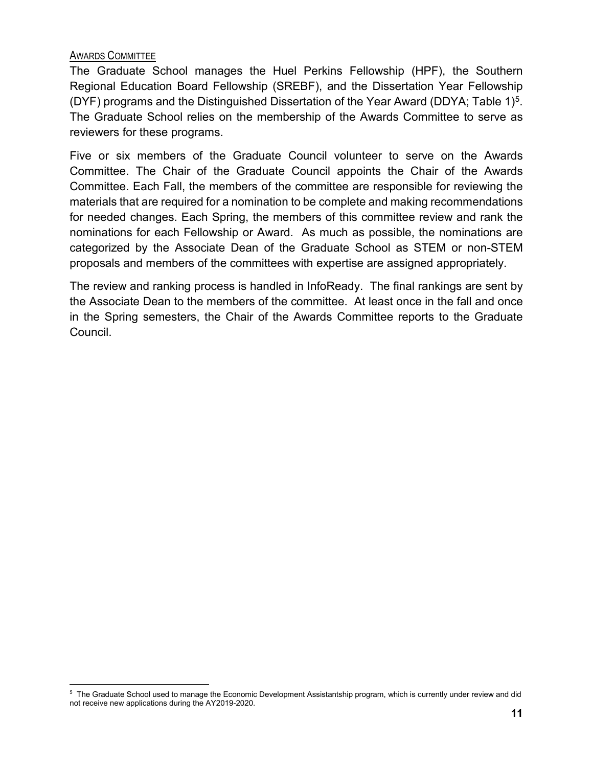## AWARDS COMMITTEE

The Graduate School manages the Huel Perkins Fellowship (HPF), the Southern Regional Education Board Fellowship (SREBF), and the Dissertation Year Fellowship (DYF) programs and the Distinguished Dissertation of the Year Award (DDYA; Table 1)[5]. The Graduate School relies on the membership of the Awards Committee to serve as reviewers for these programs.

Five or six members of the Graduate Council volunteer to serve on the Awards Committee. The Chair of the Graduate Council appoints the Chair of the Awards Committee. Each Fall, the members of the committee are responsible for reviewing the materials that are required for a nomination to be complete and making recommendations for needed changes. Each Spring, the members of this committee review and rank the nominations for each Fellowship or Award. As much as possible, the nominations are categorized by the Associate Dean of the Graduate School as STEM or non-STEM proposals and members of the committees with expertise are assigned appropriately.

The review and ranking process is handled in InfoReady. The final rankings are sent by the Associate Dean to the members of the committee. At least once in the fall and once in the Spring semesters, the Chair of the Awards Committee reports to the Graduate Council.

---

[5] The Graduate School used to manage the Economic Development Assistantship program, which is currently under review and did not receive new applications during the AY2019-2020.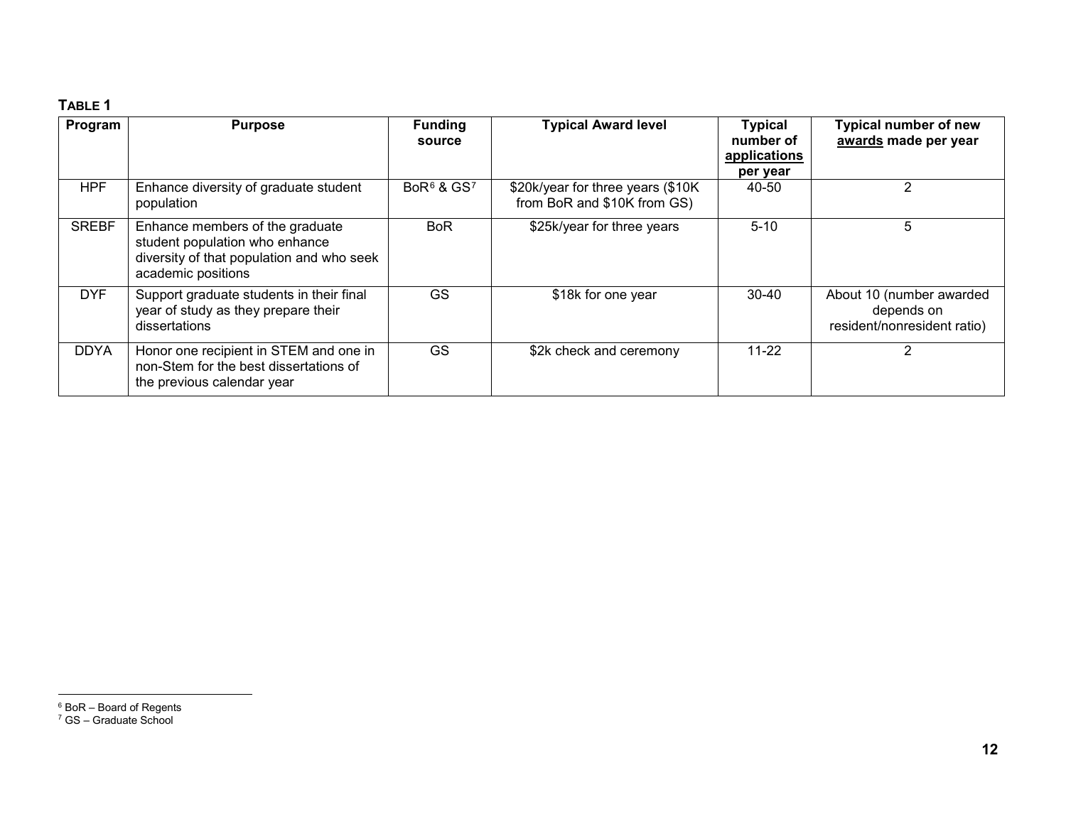**TABLE 1**

| Program | Purpose | Funding source | Typical Award level | Typical number of applications per year | Typical number of new awards made per year |
|---|---|---|---|---|---|
| HPF | Enhance diversity of graduate student population | BoR[6] & GS[7] | $20k/year for three years ($10K from BoR and $10K from GS) | 40-50 | 2 |
| SREBF | Enhance members of the graduate student population who enhance diversity of that population and who seek academic positions | BoR | $25k/year for three years | 5-10 | 5 |
| DYF | Support graduate students in their final year of study as they prepare their dissertations | GS | $18k for one year | 30-40 | About 10 (number awarded depends on resident/nonresident ratio) |
| DDYA | Honor one recipient in STEM and one in non-Stem for the best dissertations of the previous calendar year | GS | $2k check and ceremony | 11-22 | 2 |

[6] BoR – Board of Regents
[7] GS – Graduate School